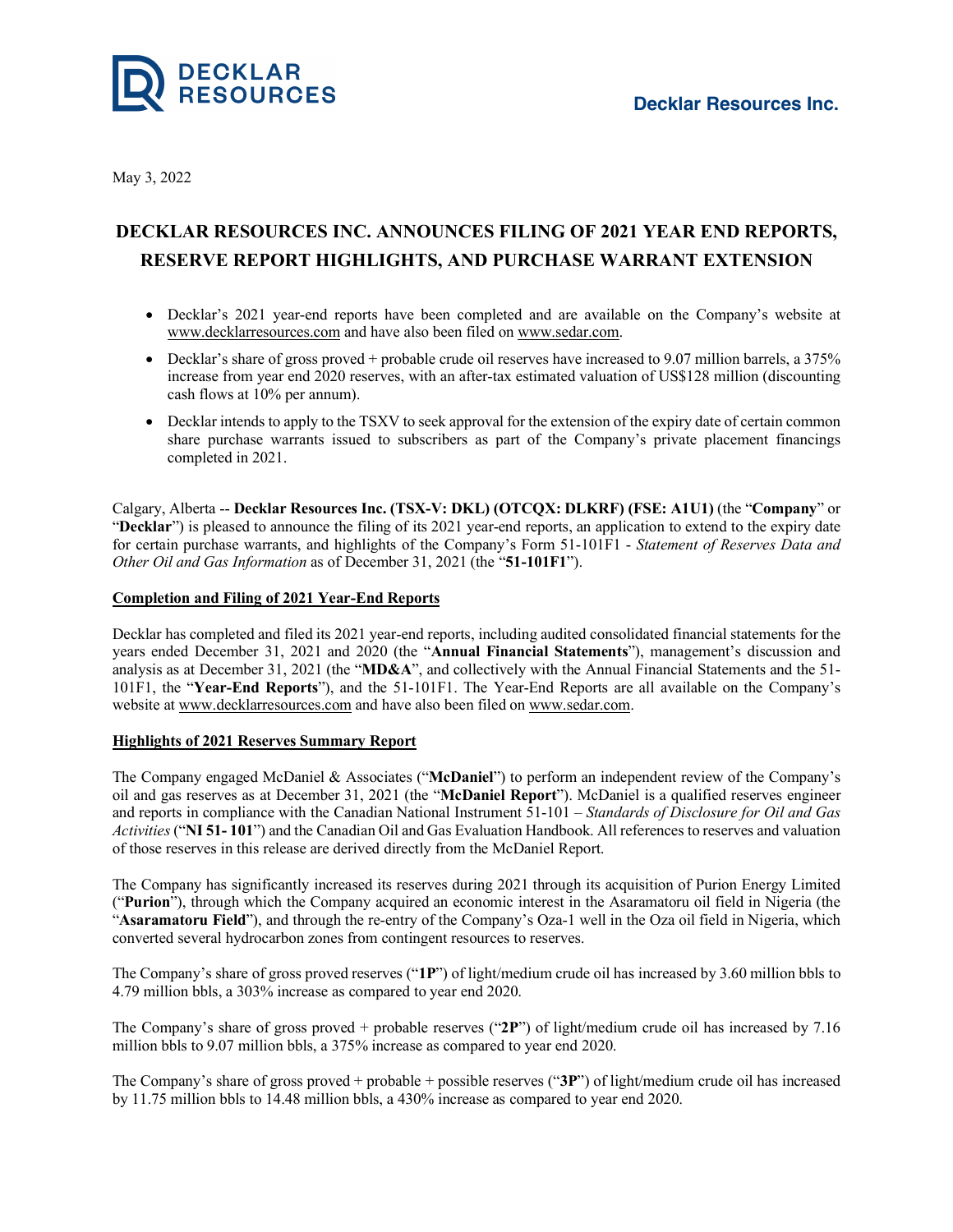Decklar Resources Inc.

May 3, 2022

# DECKLAR RESOURCES INC. ANNOUNCES FILING OF 2021 YEAR END REPORTS, RESERVE REPORT HIGHLIGHTS, AND PURCHASE WARRANT EXTENSION

- Decklar's 2021 year-end reports have been completed and are available on the Company's website at www.decklarresources.com and have also been filed on www.sedar.com.
- Decklar's share of gross proved + probable crude oil reserves have increased to 9.07 million barrels, a 375% increase from year end 2020 reserves, with an after-tax estimated valuation of US$128 million (discounting cash flows at 10% per annum).
- Decklar intends to apply to the TSXV to seek approval for the extension of the expiry date of certain common share purchase warrants issued to subscribers as part of the Company's private placement financings completed in 2021.

Calgary, Alberta -- **Decklar Resources Inc. (TSX-V: DKL) (OTCQX: DLKRF) (FSE: A1U1)** (the "**Company**" or "**Decklar**") is pleased to announce the filing of its 2021 year-end reports, an application to extend to the expiry date for certain purchase warrants, and highlights of the Company's Form 51-101F1 - *Statement of Reserves Data and Other Oil and Gas Information* as of December 31, 2021 (the "**51-101F1**").

## Completion and Filing of 2021 Year-End Reports

Decklar has completed and filed its 2021 year-end reports, including audited consolidated financial statements for the years ended December 31, 2021 and 2020 (the "**Annual Financial Statements**"), management's discussion and analysis as at December 31, 2021 (the "**MD&A**", and collectively with the Annual Financial Statements and the 51-101F1, the "**Year-End Reports**"), and the 51-101F1. The Year-End Reports are all available on the Company's website at www.decklarresources.com and have also been filed on www.sedar.com.

## Highlights of 2021 Reserves Summary Report

The Company engaged McDaniel & Associates ("**McDaniel**") to perform an independent review of the Company's oil and gas reserves as at December 31, 2021 (the "**McDaniel Report**"). McDaniel is a qualified reserves engineer and reports in compliance with the Canadian National Instrument 51-101 – *Standards of Disclosure for Oil and Gas Activities* ("**NI 51- 101**") and the Canadian Oil and Gas Evaluation Handbook. All references to reserves and valuation of those reserves in this release are derived directly from the McDaniel Report.

The Company has significantly increased its reserves during 2021 through its acquisition of Purion Energy Limited ("**Purion**"), through which the Company acquired an economic interest in the Asaramatoru oil field in Nigeria (the "**Asaramatoru Field**"), and through the re-entry of the Company's Oza-1 well in the Oza oil field in Nigeria, which converted several hydrocarbon zones from contingent resources to reserves.

The Company's share of gross proved reserves ("**1P**") of light/medium crude oil has increased by 3.60 million bbls to 4.79 million bbls, a 303% increase as compared to year end 2020.

The Company's share of gross proved + probable reserves ("**2P**") of light/medium crude oil has increased by 7.16 million bbls to 9.07 million bbls, a 375% increase as compared to year end 2020.

The Company's share of gross proved + probable + possible reserves ("**3P**") of light/medium crude oil has increased by 11.75 million bbls to 14.48 million bbls, a 430% increase as compared to year end 2020.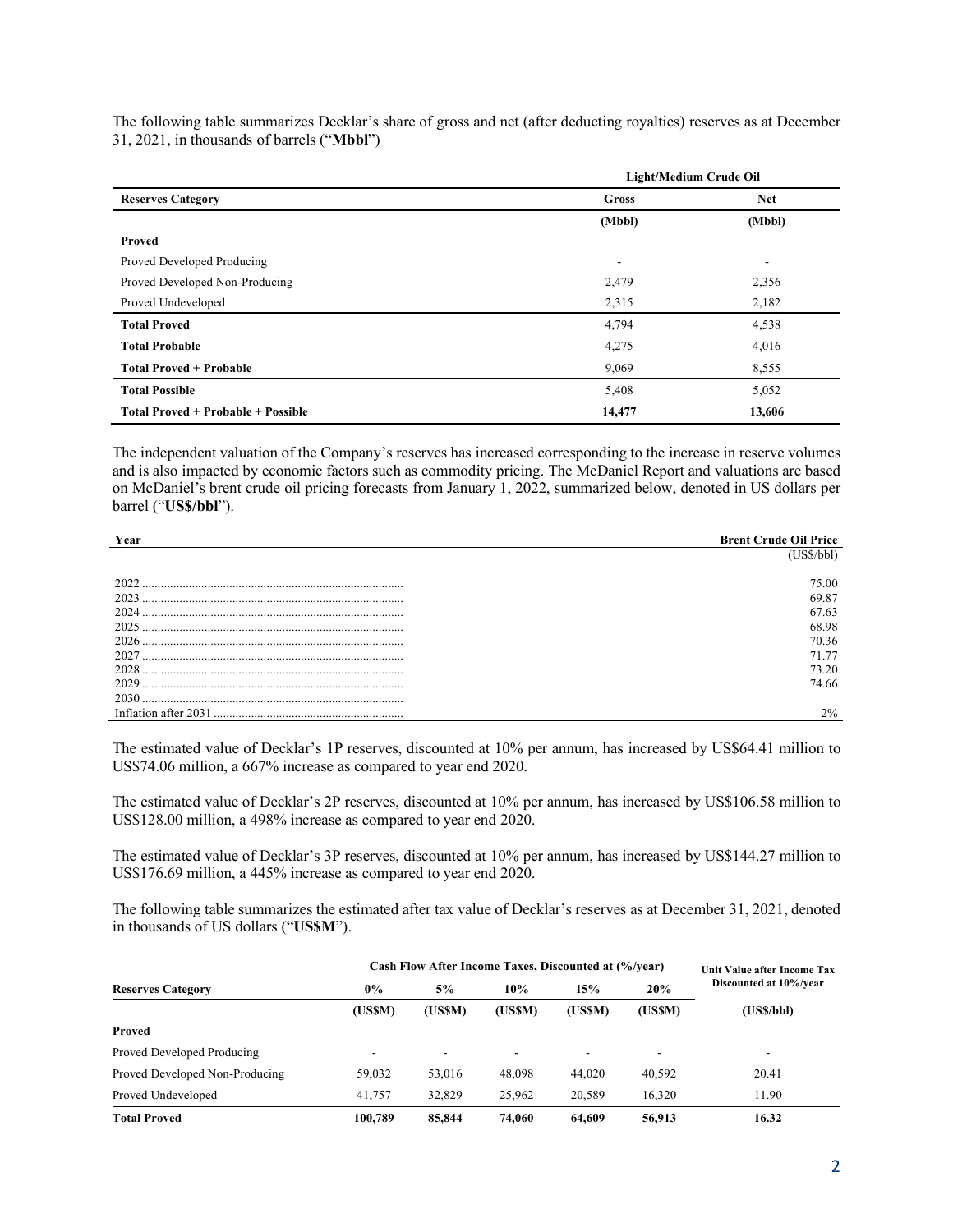The following table summarizes Decklar's share of gross and net (after deducting royalties) reserves as at December 31, 2021, in thousands of barrels ("**Mbbl**")

| | Light/Medium Crude Oil | |
|---|---|---|
| **Reserves Category** | **Gross** | **Net** |
| | **(Mbbl)** | **(Mbbl)** |
| **Proved** | | |
| Proved Developed Producing | - | - |
| Proved Developed Non-Producing | 2,479 | 2,356 |
| Proved Undeveloped | 2,315 | 2,182 |
| **Total Proved** | 4,794 | 4,538 |
| **Total Probable** | 4,275 | 4,016 |
| **Total Proved + Probable** | 9,069 | 8,555 |
| **Total Possible** | 5,408 | 5,052 |
| **Total Proved + Probable + Possible** | **14,477** | **13,606** |

The independent valuation of the Company's reserves has increased corresponding to the increase in reserve volumes and is also impacted by economic factors such as commodity pricing. The McDaniel Report and valuations are based on McDaniel's brent crude oil pricing forecasts from January 1, 2022, summarized below, denoted in US dollars per barrel ("**US$/bbl**").

| **Year** | **Brent Crude Oil Price** |
|---|---|
| | (US$/bbl) |
| 2022 | 75.00 |
| 2023 | 69.87 |
| 2024 | 67.63 |
| 2025 | 68.98 |
| 2026 | 70.36 |
| 2027 | 71.77 |
| 2028 | 73.20 |
| 2029 | 74.66 |
| 2030 | |
| Inflation after 2031 | 2% |

The estimated value of Decklar's 1P reserves, discounted at 10% per annum, has increased by US$64.41 million to US$74.06 million, a 667% increase as compared to year end 2020.

The estimated value of Decklar's 2P reserves, discounted at 10% per annum, has increased by US$106.58 million to US$128.00 million, a 498% increase as compared to year end 2020.

The estimated value of Decklar's 3P reserves, discounted at 10% per annum, has increased by US$144.27 million to US$176.69 million, a 445% increase as compared to year end 2020.

The following table summarizes the estimated after tax value of Decklar's reserves as at December 31, 2021, denoted in thousands of US dollars ("**US$M**").

| | Cash Flow After Income Taxes, Discounted at (%/year) | | | | | Unit Value after Income Tax Discounted at 10%/year |
|---|---|---|---|---|---|---|
| **Reserves Category** | **0%** | **5%** | **10%** | **15%** | **20%** | |
| | **(US$M)** | **(US$M)** | **(US$M)** | **(US$M)** | **(US$M)** | **(US$/bbl)** |
| **Proved** | | | | | | |
| Proved Developed Producing | - | - | - | - | - | - |
| Proved Developed Non-Producing | 59,032 | 53,016 | 48,098 | 44,020 | 40,592 | 20.41 |
| Proved Undeveloped | 41,757 | 32,829 | 25,962 | 20,589 | 16,320 | 11.90 |
| **Total Proved** | **100,789** | **85,844** | **74,060** | **64,609** | **56,913** | **16.32** |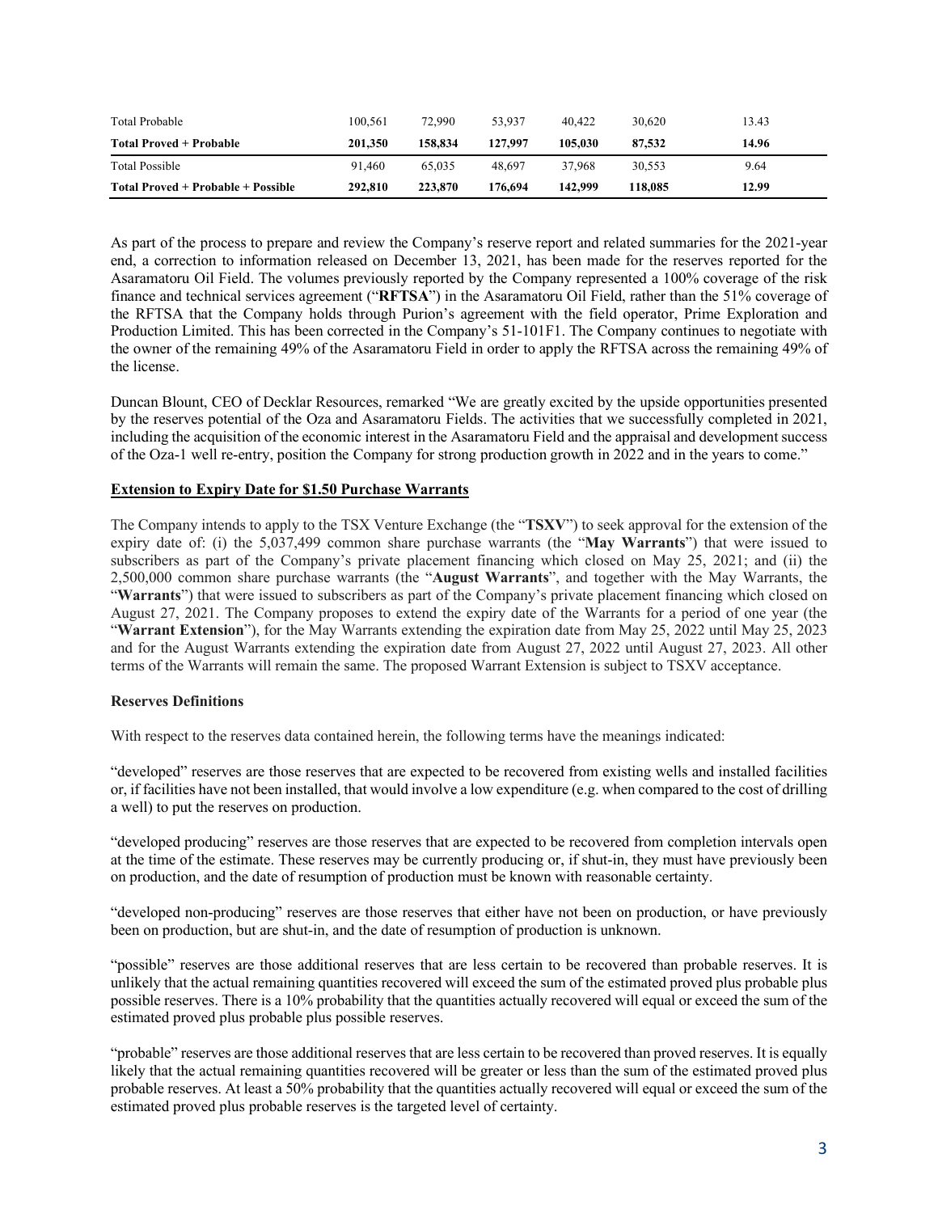| | | | | | | |
|---|---|---|---|---|---|---|
| Total Probable | 100,561 | 72,990 | 53,937 | 40,422 | 30,620 | 13.43 |
| **Total Proved + Probable** | **201,350** | **158,834** | **127,997** | **105,030** | **87,532** | **14.96** |
| Total Possible | 91,460 | 65,035 | 48,697 | 37,968 | 30,553 | 9.64 |
| **Total Proved + Probable + Possible** | **292,810** | **223,870** | **176,694** | **142,999** | **118,085** | **12.99** |

As part of the process to prepare and review the Company's reserve report and related summaries for the 2021-year end, a correction to information released on December 13, 2021, has been made for the reserves reported for the Asaramatoru Oil Field. The volumes previously reported by the Company represented a 100% coverage of the risk finance and technical services agreement ("**RFTSA**") in the Asaramatoru Oil Field, rather than the 51% coverage of the RFTSA that the Company holds through Purion's agreement with the field operator, Prime Exploration and Production Limited. This has been corrected in the Company's 51-101F1. The Company continues to negotiate with the owner of the remaining 49% of the Asaramatoru Field in order to apply the RFTSA across the remaining 49% of the license.

Duncan Blount, CEO of Decklar Resources, remarked "We are greatly excited by the upside opportunities presented by the reserves potential of the Oza and Asaramatoru Fields. The activities that we successfully completed in 2021, including the acquisition of the economic interest in the Asaramatoru Field and the appraisal and development success of the Oza-1 well re-entry, position the Company for strong production growth in 2022 and in the years to come."

**Extension to Expiry Date for $1.50 Purchase Warrants**

The Company intends to apply to the TSX Venture Exchange (the "**TSXV**") to seek approval for the extension of the expiry date of: (i) the 5,037,499 common share purchase warrants (the "**May Warrants**") that were issued to subscribers as part of the Company's private placement financing which closed on May 25, 2021; and (ii) the 2,500,000 common share purchase warrants (the "**August Warrants**", and together with the May Warrants, the "**Warrants**") that were issued to subscribers as part of the Company's private placement financing which closed on August 27, 2021. The Company proposes to extend the expiry date of the Warrants for a period of one year (the "**Warrant Extension**"), for the May Warrants extending the expiration date from May 25, 2022 until May 25, 2023 and for the August Warrants extending the expiration date from August 27, 2022 until August 27, 2023. All other terms of the Warrants will remain the same. The proposed Warrant Extension is subject to TSXV acceptance.

**Reserves Definitions**

With respect to the reserves data contained herein, the following terms have the meanings indicated:

"developed" reserves are those reserves that are expected to be recovered from existing wells and installed facilities or, if facilities have not been installed, that would involve a low expenditure (e.g. when compared to the cost of drilling a well) to put the reserves on production.

"developed producing" reserves are those reserves that are expected to be recovered from completion intervals open at the time of the estimate. These reserves may be currently producing or, if shut-in, they must have previously been on production, and the date of resumption of production must be known with reasonable certainty.

"developed non-producing" reserves are those reserves that either have not been on production, or have previously been on production, but are shut-in, and the date of resumption of production is unknown.

"possible" reserves are those additional reserves that are less certain to be recovered than probable reserves. It is unlikely that the actual remaining quantities recovered will exceed the sum of the estimated proved plus probable plus possible reserves. There is a 10% probability that the quantities actually recovered will equal or exceed the sum of the estimated proved plus probable plus possible reserves.

"probable" reserves are those additional reserves that are less certain to be recovered than proved reserves. It is equally likely that the actual remaining quantities recovered will be greater or less than the sum of the estimated proved plus probable reserves. At least a 50% probability that the quantities actually recovered will equal or exceed the sum of the estimated proved plus probable reserves is the targeted level of certainty.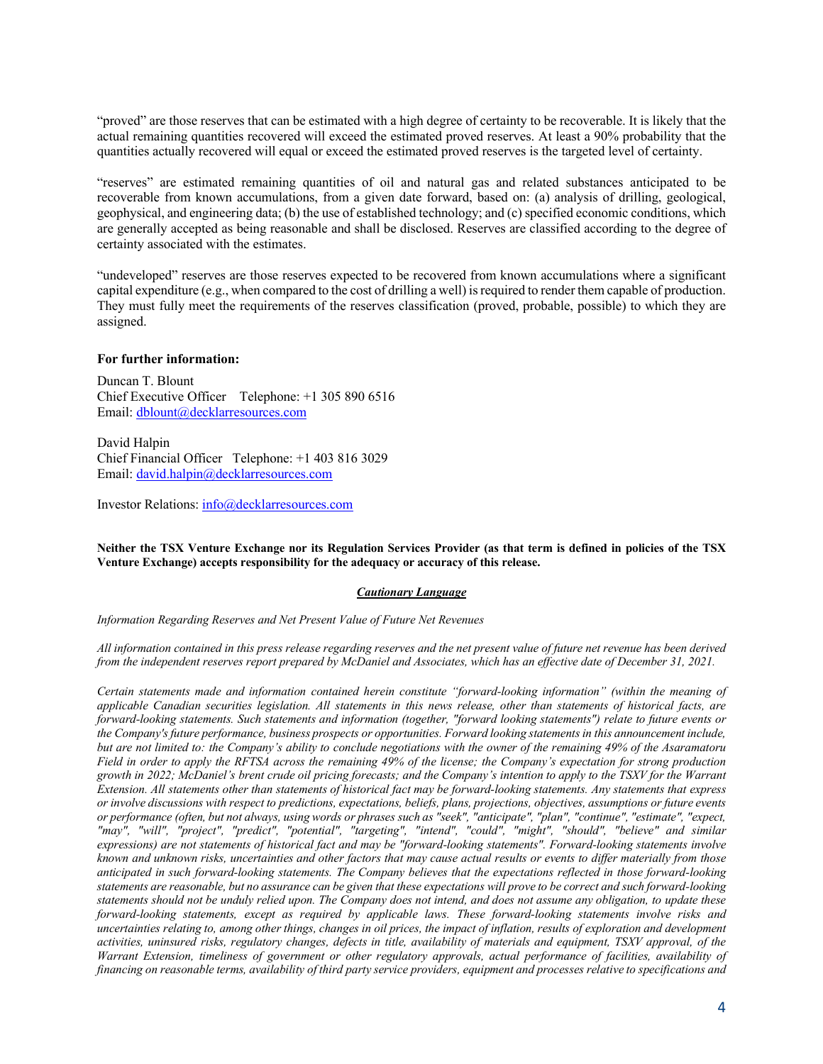"proved" are those reserves that can be estimated with a high degree of certainty to be recoverable. It is likely that the actual remaining quantities recovered will exceed the estimated proved reserves. At least a 90% probability that the quantities actually recovered will equal or exceed the estimated proved reserves is the targeted level of certainty.

"reserves" are estimated remaining quantities of oil and natural gas and related substances anticipated to be recoverable from known accumulations, from a given date forward, based on: (a) analysis of drilling, geological, geophysical, and engineering data; (b) the use of established technology; and (c) specified economic conditions, which are generally accepted as being reasonable and shall be disclosed. Reserves are classified according to the degree of certainty associated with the estimates.

"undeveloped" reserves are those reserves expected to be recovered from known accumulations where a significant capital expenditure (e.g., when compared to the cost of drilling a well) is required to render them capable of production. They must fully meet the requirements of the reserves classification (proved, probable, possible) to which they are assigned.

**For further information:**

Duncan T. Blount
Chief Executive Officer Telephone: +1 305 890 6516
Email: dblount@decklarresources.com

David Halpin
Chief Financial Officer Telephone: +1 403 816 3029
Email: david.halpin@decklarresources.com

Investor Relations: info@decklarresources.com

**Neither the TSX Venture Exchange nor its Regulation Services Provider (as that term is defined in policies of the TSX Venture Exchange) accepts responsibility for the adequacy or accuracy of this release.**

***Cautionary Language***

*Information Regarding Reserves and Net Present Value of Future Net Revenues*

*All information contained in this press release regarding reserves and the net present value of future net revenue has been derived from the independent reserves report prepared by McDaniel and Associates, which has an effective date of December 31, 2021.*

*Certain statements made and information contained herein constitute "forward-looking information" (within the meaning of applicable Canadian securities legislation. All statements in this news release, other than statements of historical facts, are forward-looking statements. Such statements and information (together, "forward looking statements") relate to future events or the Company's future performance, business prospects or opportunities. Forward looking statements in this announcement include, but are not limited to: the Company's ability to conclude negotiations with the owner of the remaining 49% of the Asaramatoru Field in order to apply the RFTSA across the remaining 49% of the license; the Company's expectation for strong production growth in 2022; McDaniel's brent crude oil pricing forecasts; and the Company's intention to apply to the TSXV for the Warrant Extension. All statements other than statements of historical fact may be forward-looking statements. Any statements that express or involve discussions with respect to predictions, expectations, beliefs, plans, projections, objectives, assumptions or future events or performance (often, but not always, using words or phrases such as "seek", "anticipate", "plan", "continue", "estimate", "expect, "may", "will", "project", "predict", "potential", "targeting", "intend", "could", "might", "should", "believe" and similar expressions) are not statements of historical fact and may be "forward-looking statements". Forward-looking statements involve known and unknown risks, uncertainties and other factors that may cause actual results or events to differ materially from those anticipated in such forward-looking statements. The Company believes that the expectations reflected in those forward-looking statements are reasonable, but no assurance can be given that these expectations will prove to be correct and such forward-looking statements should not be unduly relied upon. The Company does not intend, and does not assume any obligation, to update these forward-looking statements, except as required by applicable laws. These forward-looking statements involve risks and uncertainties relating to, among other things, changes in oil prices, the impact of inflation, results of exploration and development activities, uninsured risks, regulatory changes, defects in title, availability of materials and equipment, TSXV approval, of the Warrant Extension, timeliness of government or other regulatory approvals, actual performance of facilities, availability of financing on reasonable terms, availability of third party service providers, equipment and processes relative to specifications and*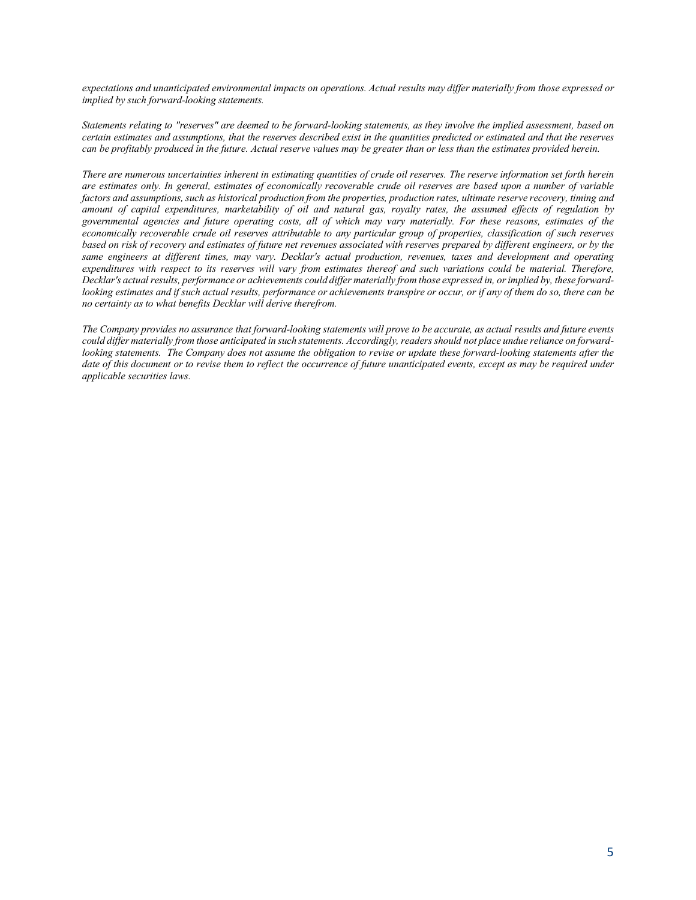*expectations and unanticipated environmental impacts on operations. Actual results may differ materially from those expressed or implied by such forward-looking statements.*

*Statements relating to "reserves" are deemed to be forward-looking statements, as they involve the implied assessment, based on certain estimates and assumptions, that the reserves described exist in the quantities predicted or estimated and that the reserves can be profitably produced in the future. Actual reserve values may be greater than or less than the estimates provided herein.*

*There are numerous uncertainties inherent in estimating quantities of crude oil reserves. The reserve information set forth herein are estimates only. In general, estimates of economically recoverable crude oil reserves are based upon a number of variable factors and assumptions, such as historical production from the properties, production rates, ultimate reserve recovery, timing and amount of capital expenditures, marketability of oil and natural gas, royalty rates, the assumed effects of regulation by governmental agencies and future operating costs, all of which may vary materially. For these reasons, estimates of the economically recoverable crude oil reserves attributable to any particular group of properties, classification of such reserves based on risk of recovery and estimates of future net revenues associated with reserves prepared by different engineers, or by the same engineers at different times, may vary. Decklar's actual production, revenues, taxes and development and operating expenditures with respect to its reserves will vary from estimates thereof and such variations could be material. Therefore, Decklar's actual results, performance or achievements could differ materially from those expressed in, or implied by, these forward-looking estimates and if such actual results, performance or achievements transpire or occur, or if any of them do so, there can be no certainty as to what benefits Decklar will derive therefrom.*

*The Company provides no assurance that forward-looking statements will prove to be accurate, as actual results and future events could differ materially from those anticipated in such statements. Accordingly, readers should not place undue reliance on forward-looking statements. The Company does not assume the obligation to revise or update these forward-looking statements after the date of this document or to revise them to reflect the occurrence of future unanticipated events, except as may be required under applicable securities laws.*